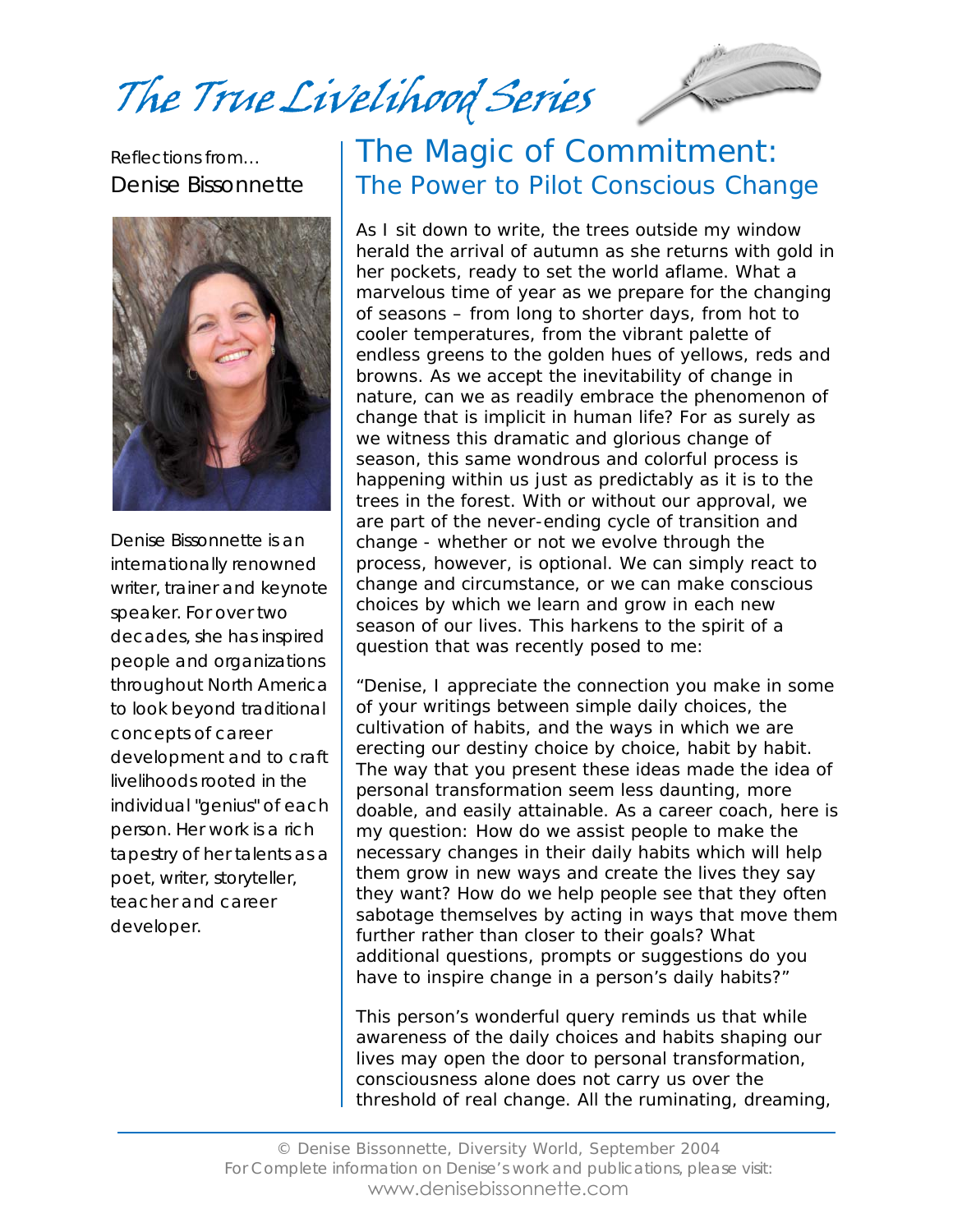# The True Livelihood Series

Reflections from...
Denise Bissonnette

Denise Bissonnette is an internationally renowned writer, trainer and keynote speaker. For over two decades, she has inspired people and organizations throughout North America to look beyond traditional concepts of career development and to craft livelihoods rooted in the individual "genius" of each person. Her work is a rich tapestry of her talents as a poet, writer, storyteller, teacher and career developer.

## The Magic of Commitment:
### The Power to Pilot Conscious Change

As I sit down to write, the trees outside my window herald the arrival of autumn as she returns with gold in her pockets, ready to set the world aflame. What a marvelous time of year as we prepare for the changing of seasons – from long to shorter days, from hot to cooler temperatures, from the vibrant palette of endless greens to the golden hues of yellows, reds and browns. As we accept the inevitability of change in nature, can we as readily embrace the phenomenon of change that is implicit in human life? For as surely as we witness this dramatic and glorious change of season, this same wondrous and colorful process is happening within us just as predictably as it is to the trees in the forest. With or without our approval, we are part of the never-ending cycle of transition and change - whether or not we evolve through the process, however, is optional. We can simply react to change and circumstance, or we can make conscious choices by which we learn and grow in each new season of our lives. This harkens to the spirit of a question that was recently posed to me:

"Denise, I appreciate the connection you make in some of your writings between simple daily choices, the cultivation of habits, and the ways in which we are erecting our destiny choice by choice, habit by habit. The way that you present these ideas made the idea of personal transformation seem less daunting, more doable, and easily attainable. As a career coach, here is my question: How do we assist people to make the necessary changes in their daily habits which will help them grow in new ways and create the lives they say they want? How do we help people see that they often sabotage themselves by acting in ways that move them further rather than closer to their goals? What additional questions, prompts or suggestions do you have to inspire change in a person's daily habits?"

This person's wonderful query reminds us that while awareness of the daily choices and habits shaping our lives may open the door to personal transformation, consciousness alone does not carry us over the threshold of real change. All the ruminating, dreaming,

© Denise Bissonnette, Diversity World, September 2004
For Complete information on Denise's work and publications, please visit:
www.denisebissonnette.com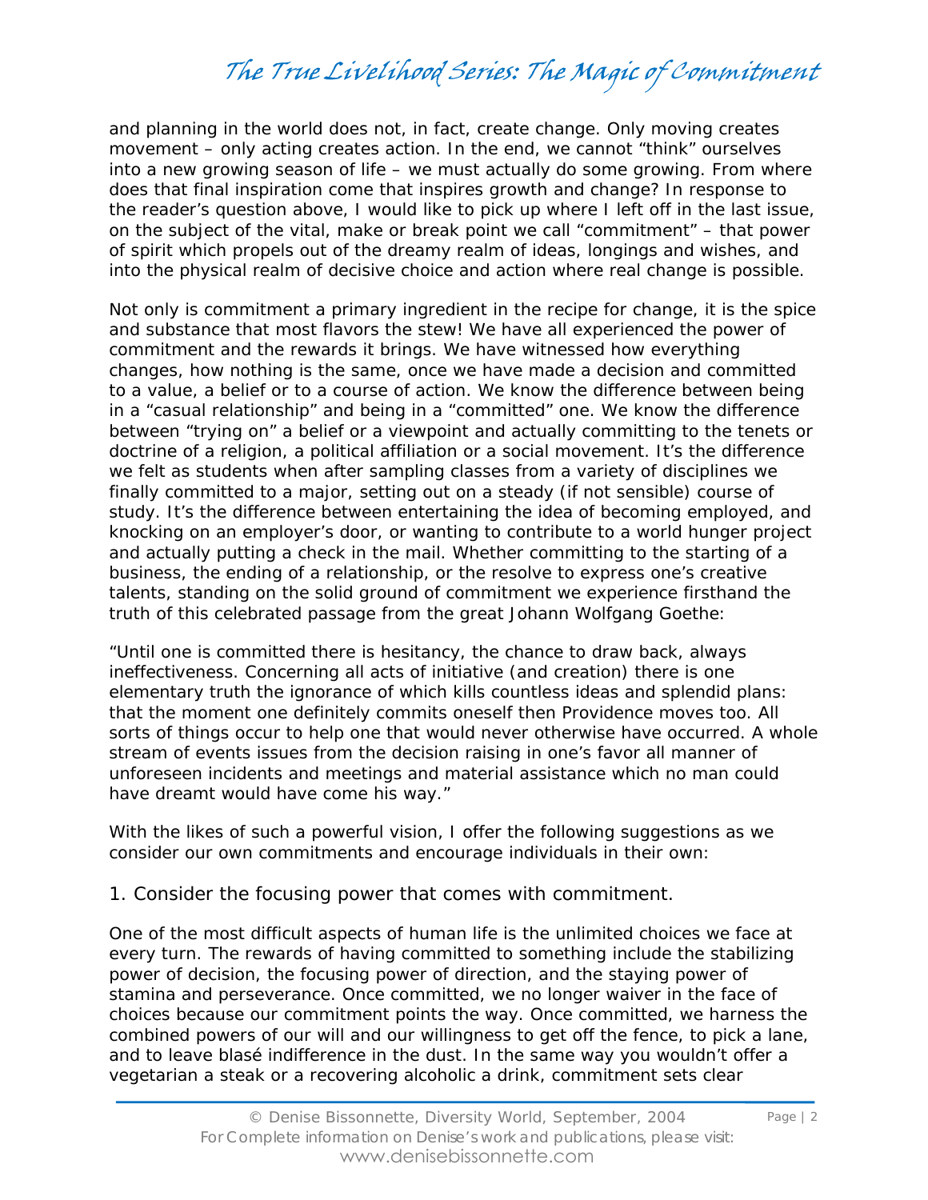and planning in the world does not, in fact, create change. Only moving creates movement – only acting creates action. In the end, we cannot "think" ourselves into a new growing season of life – we must actually do some growing. From where does that final inspiration come that inspires growth and change? In response to the reader's question above, I would like to pick up where I left off in the last issue, on the subject of the vital, make or break point we call "commitment" – that power of spirit which propels out of the dreamy realm of ideas, longings and wishes, and into the physical realm of decisive choice and action where real change is possible.

Not only is commitment a primary ingredient in the recipe for change, it is the spice and substance that most flavors the stew! We have all experienced the power of commitment and the rewards it brings. We have witnessed how everything changes, how nothing is the same, once we have made a decision and committed to a value, a belief or to a course of action. We know the difference between being in a "casual relationship" and being in a "committed" one. We know the difference between "trying on" a belief or a viewpoint and actually committing to the tenets or doctrine of a religion, a political affiliation or a social movement. It's the difference we felt as students when after sampling classes from a variety of disciplines we finally committed to a major, setting out on a steady (if not sensible) course of study. It's the difference between entertaining the idea of becoming employed, and knocking on an employer's door, or wanting to contribute to a world hunger project and actually putting a check in the mail. Whether committing to the starting of a business, the ending of a relationship, or the resolve to express one's creative talents, standing on the solid ground of commitment we experience firsthand the truth of this celebrated passage from the great Johann Wolfgang Goethe:

"Until one is committed there is hesitancy, the chance to draw back, always ineffectiveness. Concerning all acts of initiative (and creation) there is one elementary truth the ignorance of which kills countless ideas and splendid plans: that the moment one definitely commits oneself then Providence moves too. All sorts of things occur to help one that would never otherwise have occurred. A whole stream of events issues from the decision raising in one's favor all manner of unforeseen incidents and meetings and material assistance which no man could have dreamt would have come his way."

With the likes of such a powerful vision, I offer the following suggestions as we consider our own commitments and encourage individuals in their own:

1. Consider the focusing power that comes with commitment.

One of the most difficult aspects of human life is the unlimited choices we face at every turn. The rewards of having committed to something include the stabilizing power of decision, the focusing power of direction, and the staying power of stamina and perseverance. Once committed, we no longer waiver in the face of choices because our commitment points the way. Once committed, we harness the combined powers of our will and our willingness to get off the fence, to pick a lane, and to leave blasé indifference in the dust. In the same way you wouldn't offer a vegetarian a steak or a recovering alcoholic a drink, commitment sets clear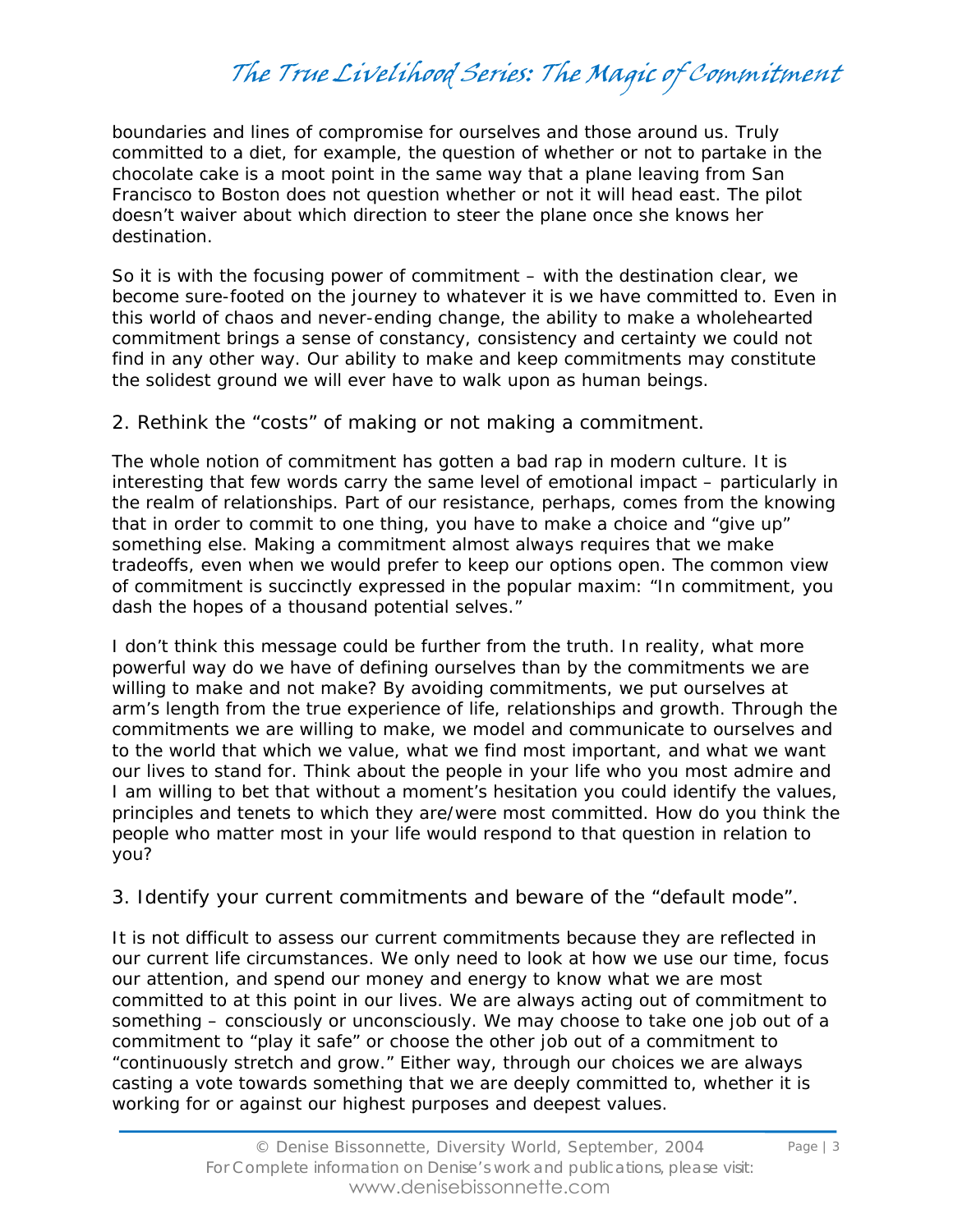boundaries and lines of compromise for ourselves and those around us. Truly committed to a diet, for example, the question of whether or not to partake in the chocolate cake is a moot point in the same way that a plane leaving from San Francisco to Boston does not question whether or not it will head east. The pilot doesn't waiver about which direction to steer the plane once she knows her destination.

So it is with the focusing power of commitment – with the destination clear, we become sure-footed on the journey to whatever it is we have committed to. Even in this world of chaos and never-ending change, the ability to make a wholehearted commitment brings a sense of constancy, consistency and certainty we could not find in any other way. Our ability to make and keep commitments may constitute the solidest ground we will ever have to walk upon as human beings.

## 2. Rethink the "costs" of making or not making a commitment.

The whole notion of commitment has gotten a bad rap in modern culture. It is interesting that few words carry the same level of emotional impact – particularly in the realm of relationships. Part of our resistance, perhaps, comes from the knowing that in order to commit to one thing, you have to make a choice and "give up" something else. Making a commitment almost always requires that we make tradeoffs, even when we would prefer to keep our options open. The common view of commitment is succinctly expressed in the popular maxim: "In commitment, you dash the hopes of a thousand potential selves."

I don't think this message could be further from the truth. In reality, what more powerful way do we have of defining ourselves than by the commitments we are willing to make and not make? By avoiding commitments, we put ourselves at arm's length from the true experience of life, relationships and growth. Through the commitments we are willing to make, we model and communicate to ourselves and to the world that which we value, what we find most important, and what we want our lives to stand for. Think about the people in your life who you most admire and I am willing to bet that without a moment's hesitation you could identify the values, principles and tenets to which they are/were most committed. How do you think the people who matter most in your life would respond to that question in relation to you?

## 3. Identify your current commitments and beware of the "default mode".

It is not difficult to assess our current commitments because they are reflected in our current life circumstances. We only need to look at how we use our time, focus our attention, and spend our money and energy to know what we are most committed to at this point in our lives. We are always acting out of commitment to something – consciously or unconsciously. We may choose to take one job out of a commitment to "play it safe" or choose the other job out of a commitment to "continuously stretch and grow." Either way, through our choices we are always casting a vote towards something that we are deeply committed to, whether it is working for or against our highest purposes and deepest values.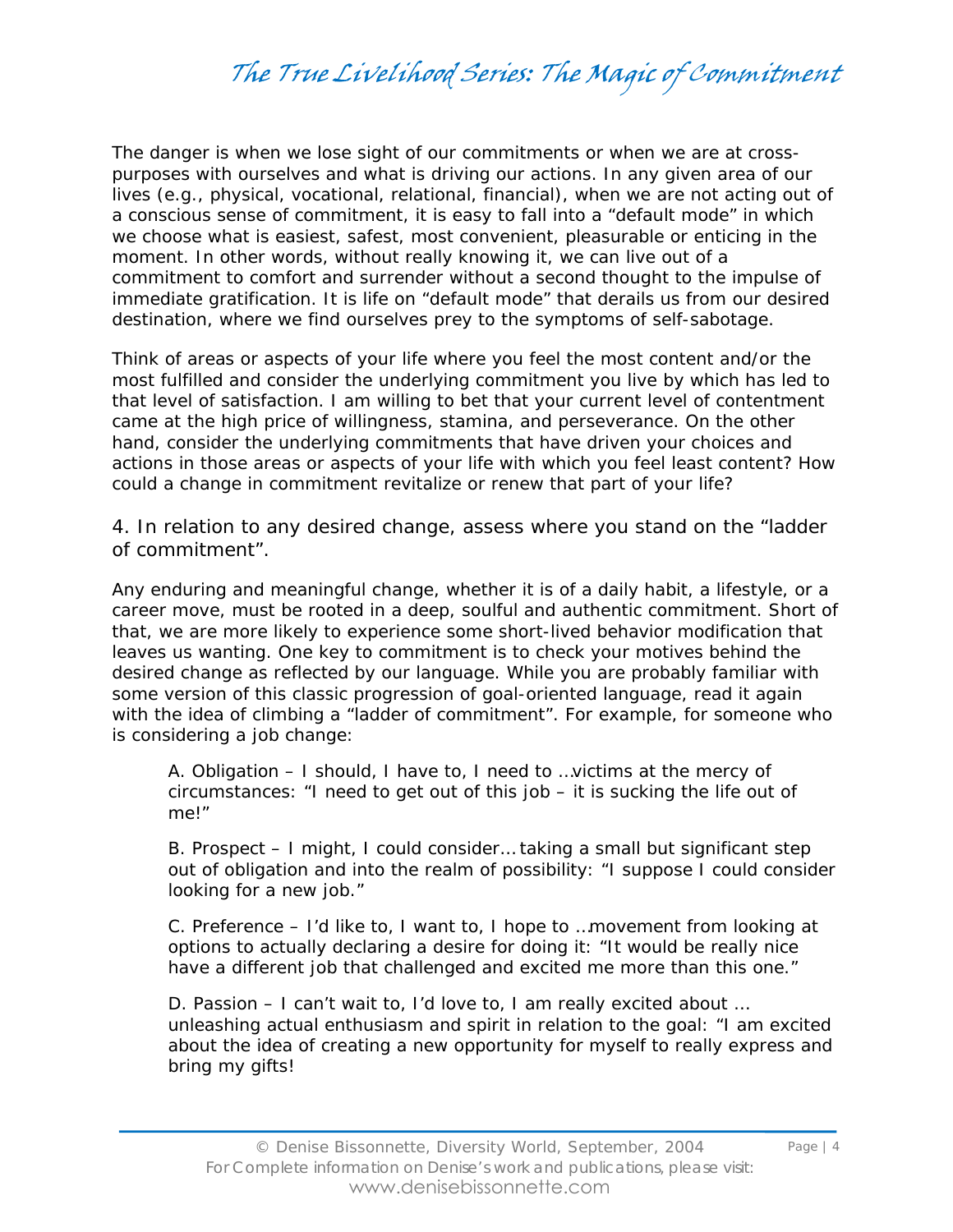The danger is when we lose sight of our commitments or when we are at cross-purposes with ourselves and what is driving our actions. In any given area of our lives (e.g., physical, vocational, relational, financial), when we are not acting out of a conscious sense of commitment, it is easy to fall into a "default mode" in which we choose what is easiest, safest, most convenient, pleasurable or enticing in the moment. In other words, without really knowing it, we can live out of a commitment to comfort and surrender without a second thought to the impulse of immediate gratification. It is life on "default mode" that derails us from our desired destination, where we find ourselves prey to the symptoms of self-sabotage.

Think of areas or aspects of your life where you feel the most content and/or the most fulfilled and consider the underlying commitment you live by which has led to that level of satisfaction. I am willing to bet that your current level of contentment came at the high price of willingness, stamina, and perseverance. On the other hand, consider the underlying commitments that have driven your choices and actions in those areas or aspects of your life with which you feel least content? How could a change in commitment revitalize or renew that part of your life?

### 4. In relation to any desired change, assess where you stand on the "ladder of commitment".

Any enduring and meaningful change, whether it is of a daily habit, a lifestyle, or a career move, must be rooted in a deep, soulful and authentic commitment. Short of that, we are more likely to experience some short-lived behavior modification that leaves us wanting. One key to commitment is to check your motives behind the desired change as reflected by our language. While you are probably familiar with some version of this classic progression of goal-oriented language, read it again with the idea of climbing a "ladder of commitment". For example, for someone who is considering a job change:

A. Obligation – I should, I have to, I need to …victims at the mercy of circumstances: "I need to get out of this job – it is sucking the life out of me!"

B. Prospect – I might, I could consider… taking a small but significant step out of obligation and into the realm of possibility: "I suppose I could consider looking for a new job."

C. Preference – I'd like to, I want to, I hope to …movement from looking at options to actually declaring a desire for doing it: "It would be really nice have a different job that challenged and excited me more than this one."

D. Passion – I can't wait to, I'd love to, I am really excited about … unleashing actual enthusiasm and spirit in relation to the goal: "I am excited about the idea of creating a new opportunity for myself to really express and bring my gifts!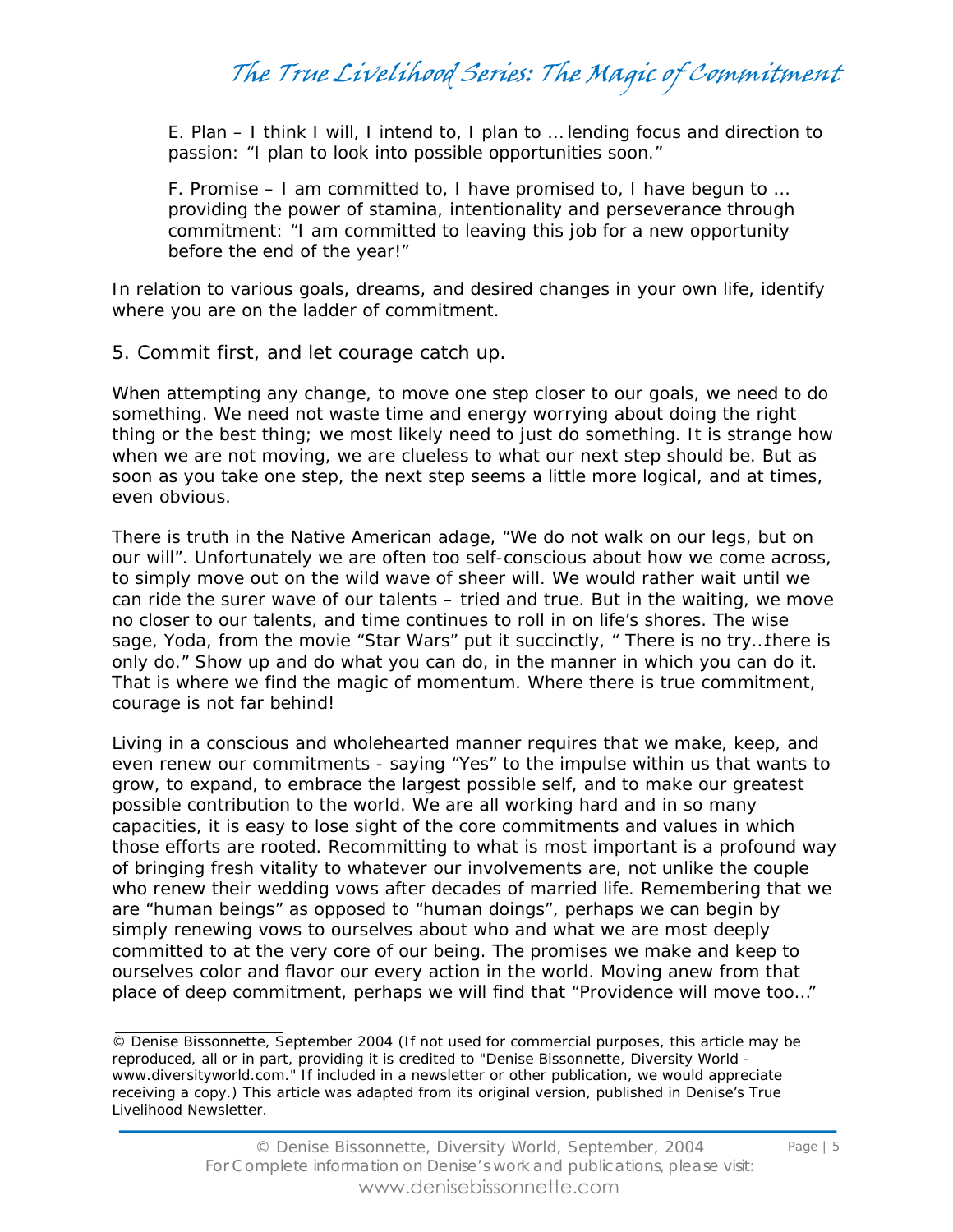E. Plan – I think I will, I intend to, I plan to … lending focus and direction to passion: "I plan to look into possible opportunities soon."

F. Promise – I am committed to, I have promised to, I have begun to … providing the power of stamina, intentionality and perseverance through commitment: "I am committed to leaving this job for a new opportunity before the end of the year!"

In relation to various goals, dreams, and desired changes in your own life, identify where you are on the ladder of commitment.

5. Commit first, and let courage catch up.

When attempting any change, to move one step closer to our goals, we need to do something. We need not waste time and energy worrying about doing the right thing or the best thing; we most likely need to just do something. It is strange how when we are not moving, we are clueless to what our next step should be. But as soon as you take one step, the next step seems a little more logical, and at times, even obvious.

There is truth in the Native American adage, "We do not walk on our legs, but on our will". Unfortunately we are often too self-conscious about how we come across, to simply move out on the wild wave of sheer will. We would rather wait until we can ride the surer wave of our talents – tried and true. But in the waiting, we move no closer to our talents, and time continues to roll in on life's shores. The wise sage, Yoda, from the movie "Star Wars" put it succinctly, " There is no try…there is only do." Show up and do what you can do, in the manner in which you can do it. That is where we find the magic of momentum. Where there is true commitment, courage is not far behind!

Living in a conscious and wholehearted manner requires that we make, keep, and even renew our commitments - saying "Yes" to the impulse within us that wants to grow, to expand, to embrace the largest possible self, and to make our greatest possible contribution to the world. We are all working hard and in so many capacities, it is easy to lose sight of the core commitments and values in which those efforts are rooted. Recommitting to what is most important is a profound way of bringing fresh vitality to whatever our involvements are, not unlike the couple who renew their wedding vows after decades of married life. Remembering that we are "human beings" as opposed to "human doings", perhaps we can begin by simply renewing vows to ourselves about who and what we are most deeply committed to at the very core of our being. The promises we make and keep to ourselves color and flavor our every action in the world. Moving anew from that place of deep commitment, perhaps we will find that "Providence will move too…"

---

© Denise Bissonnette, September 2004 (If not used for commercial purposes, this article may be reproduced, all or in part, providing it is credited to "Denise Bissonnette, Diversity World - www.diversityworld.com." If included in a newsletter or other publication, we would appreciate receiving a copy.) This article was adapted from its original version, published in Denise's True Livelihood Newsletter.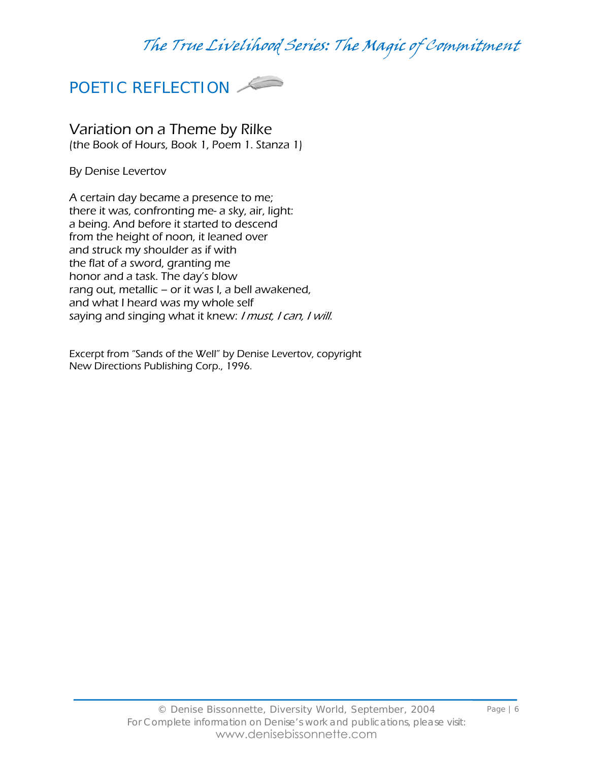## POETIC REFLECTION

### Variation on a Theme by Rilke

(the Book of Hours, Book 1, Poem 1. Stanza 1)

By Denise Levertov

A certain day became a presence to me;  
there it was, confronting me- a sky, air, light:  
a being. And before it started to descend  
from the height of noon, it leaned over  
and struck my shoulder as if with  
the flat of a sword, granting me  
honor and a task. The day's blow  
rang out, metallic – or it was I, a bell awakened,  
and what I heard was my whole self  
saying and singing what it knew: *I must, I can, I will.*

Excerpt from "Sands of the Well" by Denise Levertov, copyright New Directions Publishing Corp., 1996.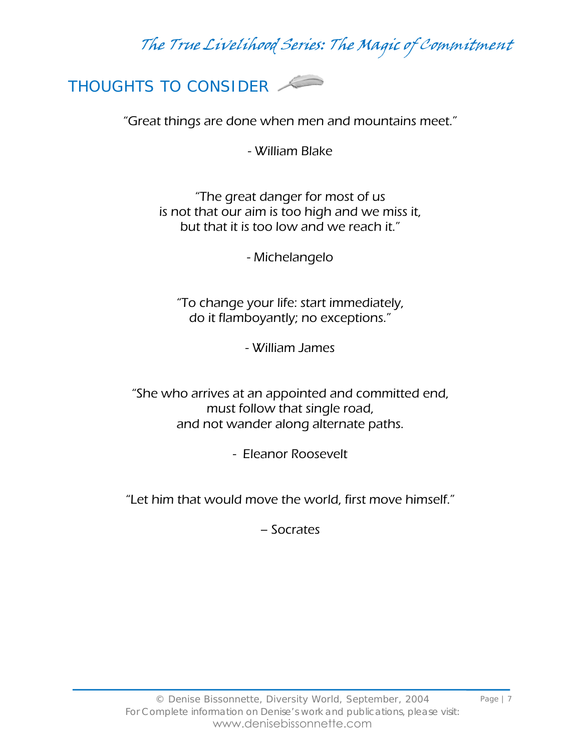## THOUGHTS TO CONSIDER

"Great things are done when men and mountains meet."

\- William Blake

"The great danger for most of us
is not that our aim is too high and we miss it,
but that it is too low and we reach it."

\- Michelangelo

"To change your life: start immediately,
do it flamboyantly; no exceptions."

\- William James

"She who arrives at an appointed and committed end,
must follow that single road,
and not wander along alternate paths.

\- Eleanor Roosevelt

"Let him that would move the world, first move himself."

– Socrates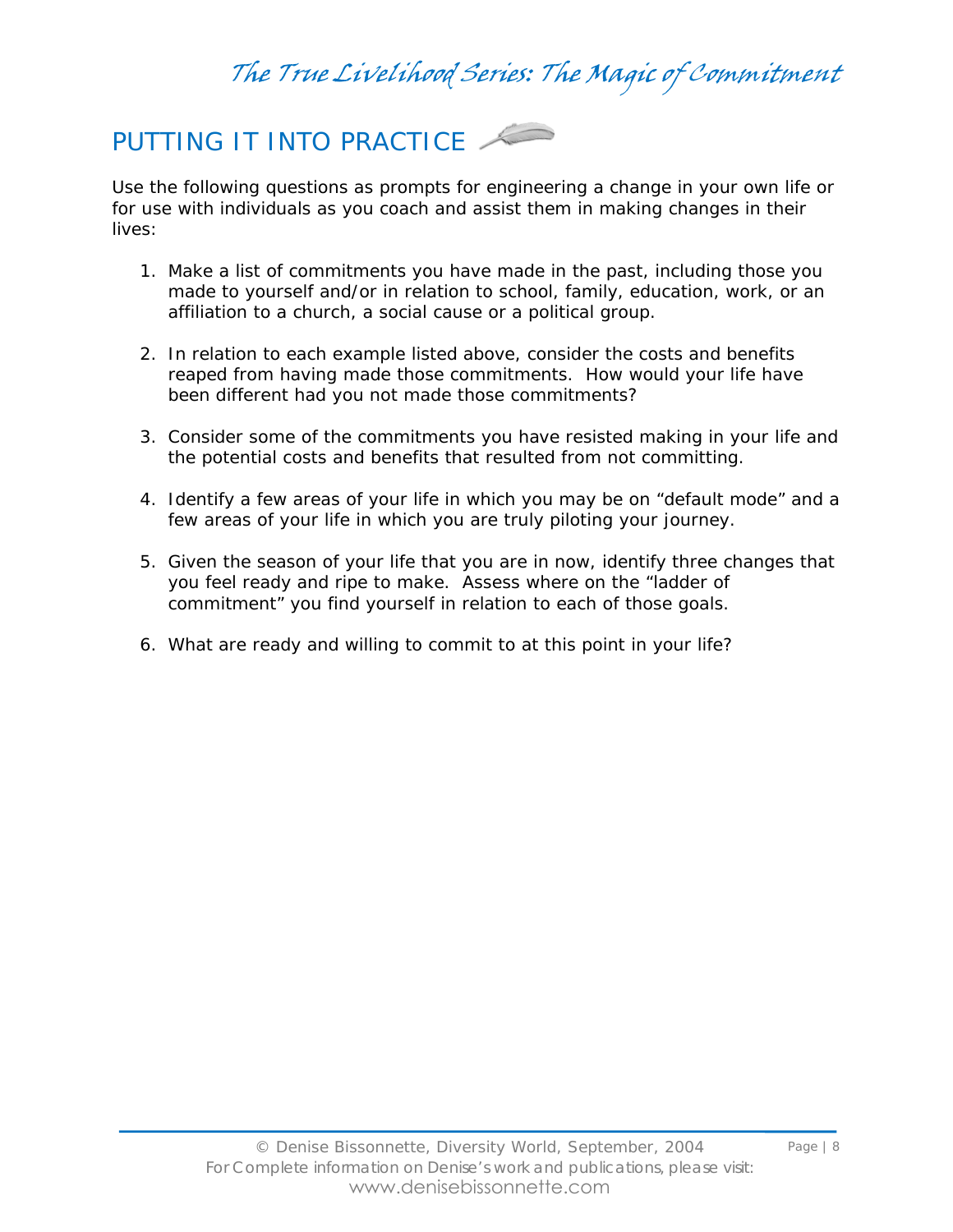## PUTTING IT INTO PRACTICE

Use the following questions as prompts for engineering a change in your own life or for use with individuals as you coach and assist them in making changes in their lives:

1. Make a list of commitments you have made in the past, including those you made to yourself and/or in relation to school, family, education, work, or an affiliation to a church, a social cause or a political group.

2. In relation to each example listed above, consider the costs and benefits reaped from having made those commitments. How would your life have been different had you not made those commitments?

3. Consider some of the commitments you have resisted making in your life and the potential costs and benefits that resulted from not committing.

4. Identify a few areas of your life in which you may be on "default mode" and a few areas of your life in which you are truly piloting your journey.

5. Given the season of your life that you are in now, identify three changes that you feel ready and ripe to make. Assess where on the "ladder of commitment" you find yourself in relation to each of those goals.

6. What are ready and willing to commit to at this point in your life?